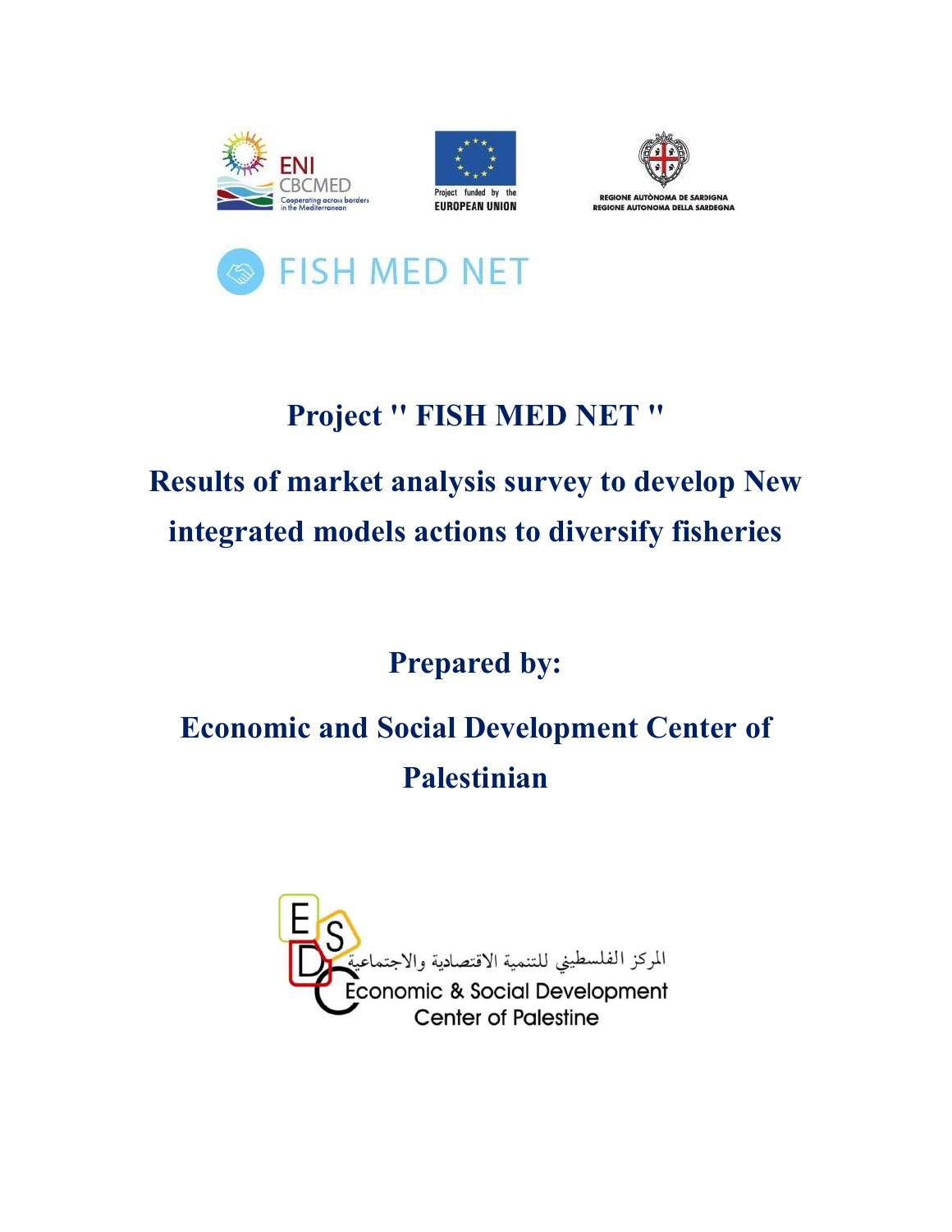ENI CBCMED
Cooperating across borders in the Mediterranean

Project funded by the EUROPEAN UNION

REGIONE AUTÒNOMA DE SARDIGNA
REGIONE AUTONOMA DELLA SARDEGNA

FISH MED NET

# Project " FISH MED NET "

## Results of market analysis survey to develop New integrated models actions to diversify fisheries

## Prepared by:

## Economic and Social Development Center of Palestinian

المركز الفلسطيني للتنمية الاقتصادية والاجتماعية
Economic & Social Development Center of Palestine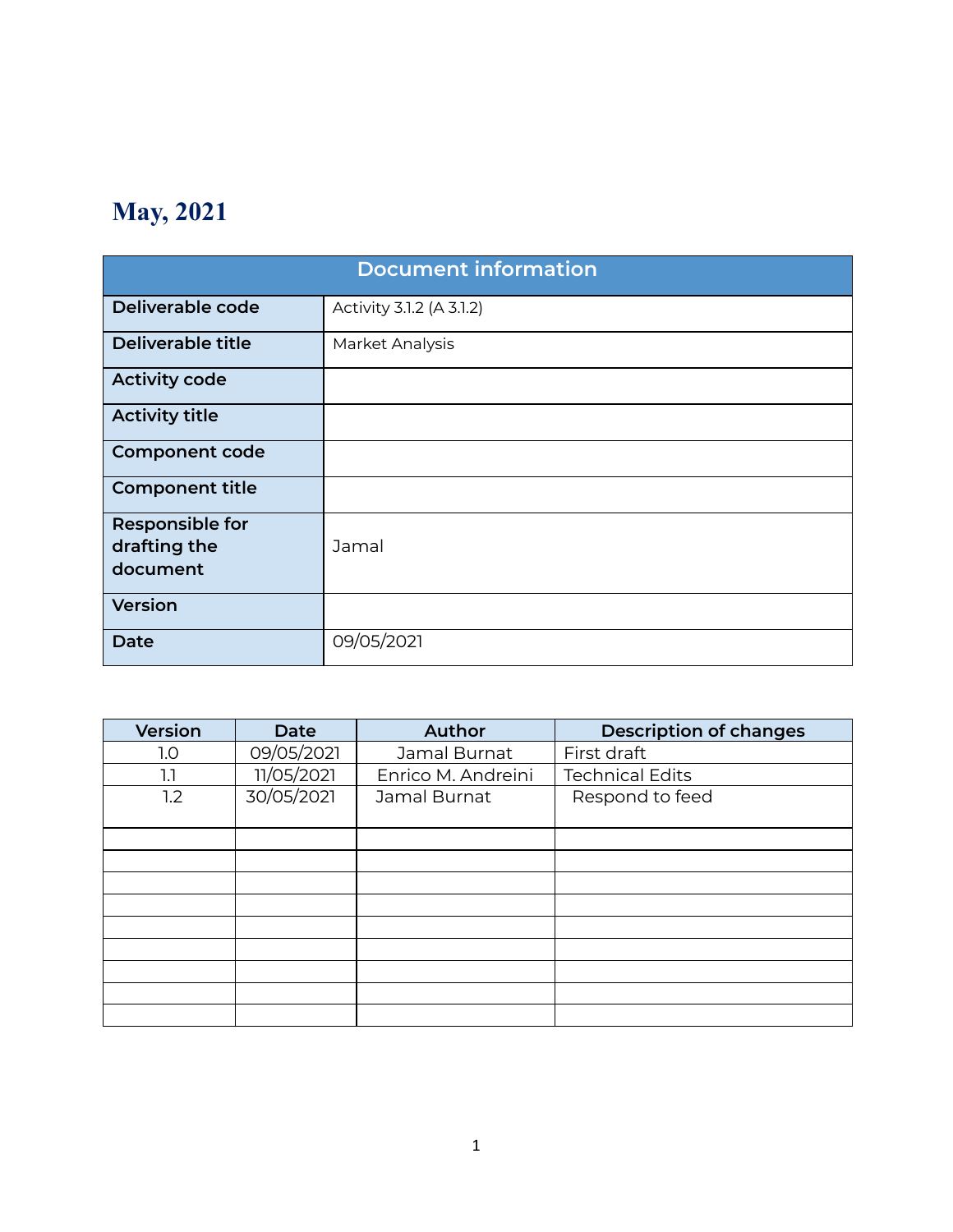# May, 2021

| Document information | |
|---|---|
| **Deliverable code** | Activity 3.1.2 (A 3.1.2) |
| **Deliverable title** | Market Analysis |
| **Activity code** | |
| **Activity title** | |
| **Component code** | |
| **Component title** | |
| **Responsible for drafting the document** | Jamal |
| **Version** | |
| **Date** | 09/05/2021 |

| Version | Date | Author | Description of changes |
|---|---|---|---|
| 1.0 | 09/05/2021 | Jamal Burnat | First draft |
| 1.1 | 11/05/2021 | Enrico M. Andreini | Technical Edits |
| 1.2 | 30/05/2021 | Jamal Burnat | Respond to feed |
| | | | |
| | | | |
| | | | |
| | | | |
| | | | |
| | | | |
| | | | |
| | | | |
| | | | |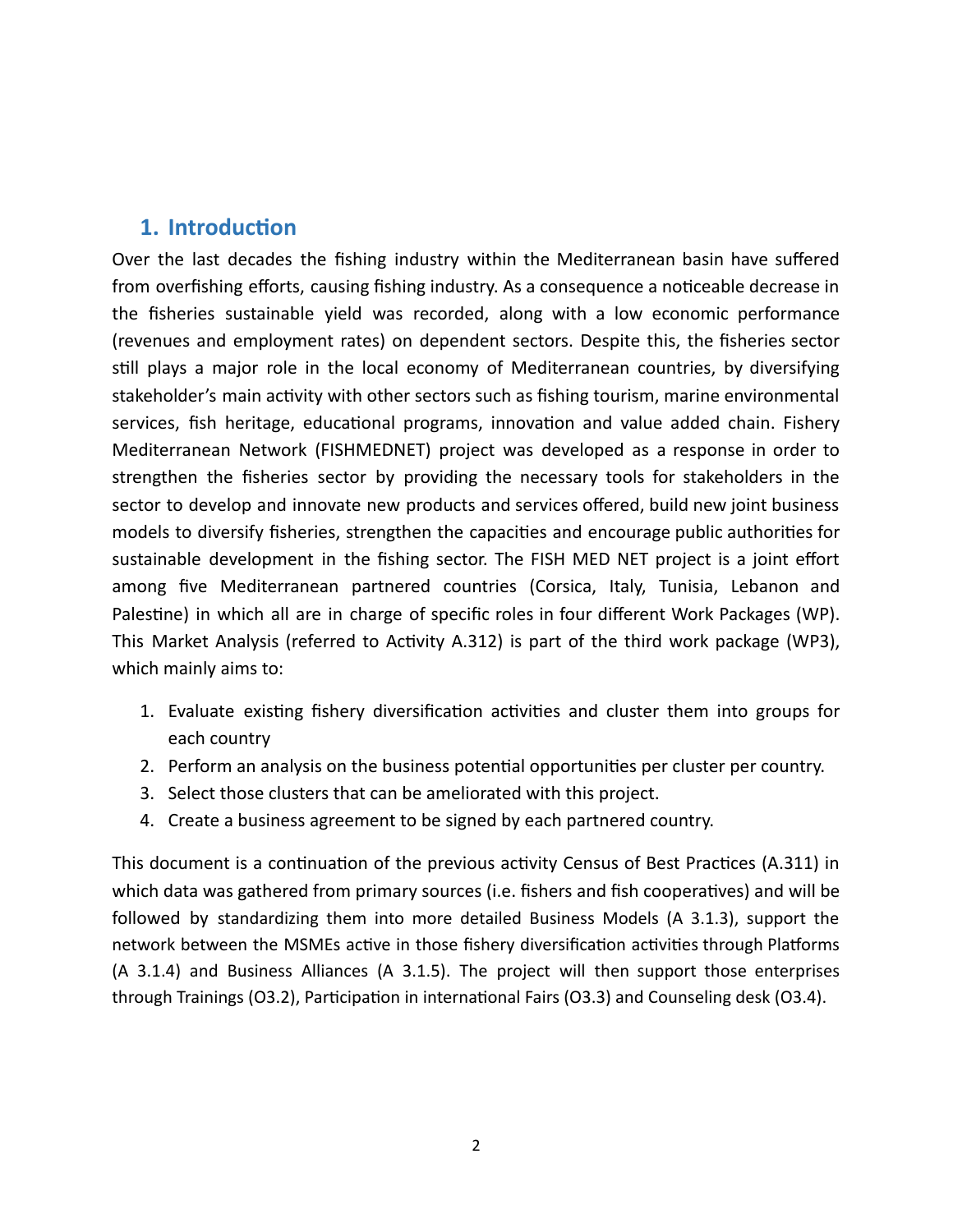## 1. Introduction

Over the last decades the fishing industry within the Mediterranean basin have suffered from overfishing efforts, causing fishing industry. As a consequence a noticeable decrease in the fisheries sustainable yield was recorded, along with a low economic performance (revenues and employment rates) on dependent sectors. Despite this, the fisheries sector still plays a major role in the local economy of Mediterranean countries, by diversifying stakeholder's main activity with other sectors such as fishing tourism, marine environmental services, fish heritage, educational programs, innovation and value added chain. Fishery Mediterranean Network (FISHMEDNET) project was developed as a response in order to strengthen the fisheries sector by providing the necessary tools for stakeholders in the sector to develop and innovate new products and services offered, build new joint business models to diversify fisheries, strengthen the capacities and encourage public authorities for sustainable development in the fishing sector. The FISH MED NET project is a joint effort among five Mediterranean partnered countries (Corsica, Italy, Tunisia, Lebanon and Palestine) in which all are in charge of specific roles in four different Work Packages (WP). This Market Analysis (referred to Activity A.312) is part of the third work package (WP3), which mainly aims to:

1. Evaluate existing fishery diversification activities and cluster them into groups for each country
2. Perform an analysis on the business potential opportunities per cluster per country.
3. Select those clusters that can be ameliorated with this project.
4. Create a business agreement to be signed by each partnered country.

This document is a continuation of the previous activity Census of Best Practices (A.311) in which data was gathered from primary sources (i.e. fishers and fish cooperatives) and will be followed by standardizing them into more detailed Business Models (A 3.1.3), support the network between the MSMEs active in those fishery diversification activities through Platforms (A 3.1.4) and Business Alliances (A 3.1.5). The project will then support those enterprises through Trainings (O3.2), Participation in international Fairs (O3.3) and Counseling desk (O3.4).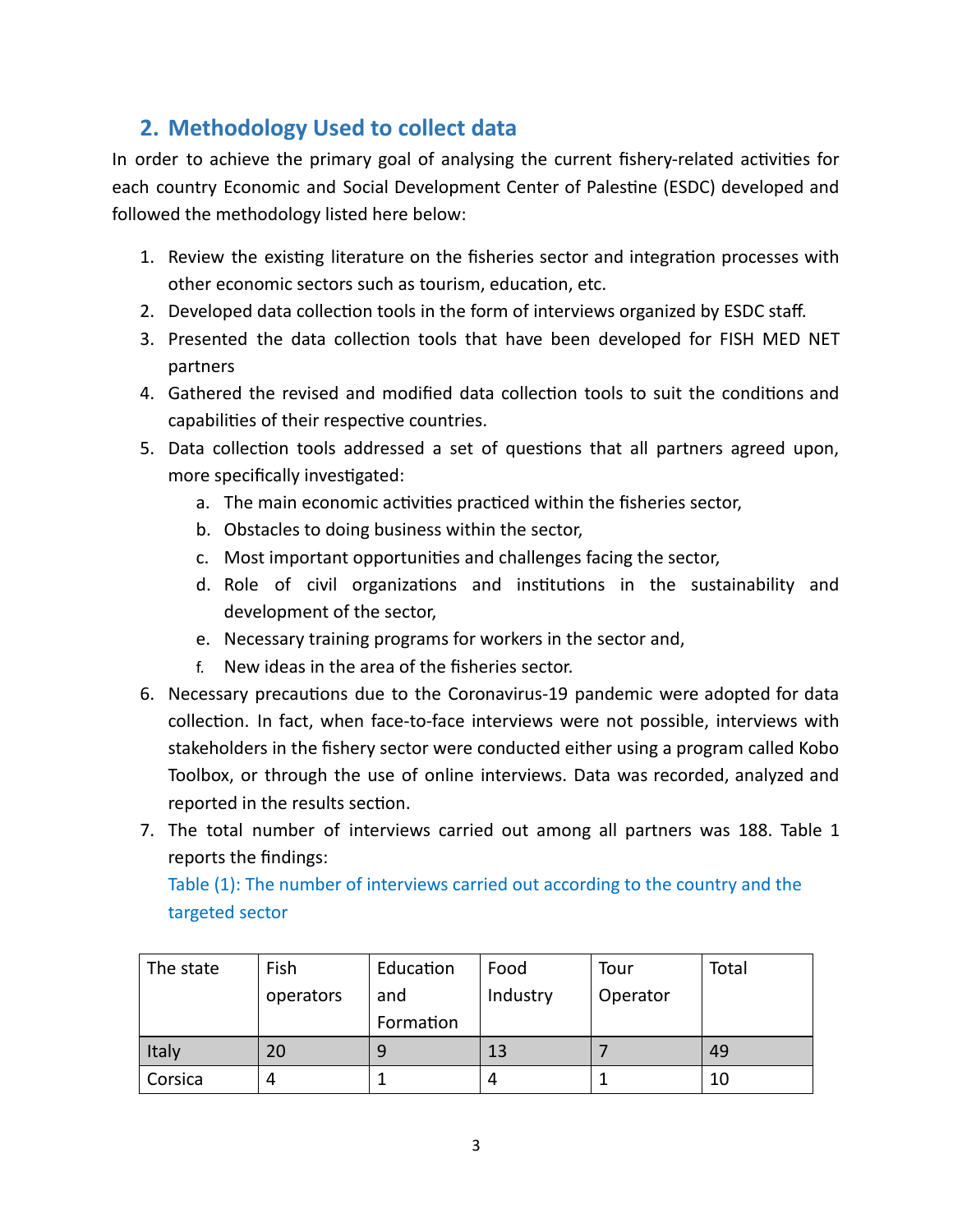## 2. Methodology Used to collect data

In order to achieve the primary goal of analysing the current fishery-related activities for each country Economic and Social Development Center of Palestine (ESDC) developed and followed the methodology listed here below:

1. Review the existing literature on the fisheries sector and integration processes with other economic sectors such as tourism, education, etc.
2. Developed data collection tools in the form of interviews organized by ESDC staff.
3. Presented the data collection tools that have been developed for FISH MED NET partners
4. Gathered the revised and modified data collection tools to suit the conditions and capabilities of their respective countries.
5. Data collection tools addressed a set of questions that all partners agreed upon, more specifically investigated:
   a. The main economic activities practiced within the fisheries sector,
   b. Obstacles to doing business within the sector,
   c. Most important opportunities and challenges facing the sector,
   d. Role of civil organizations and institutions in the sustainability and development of the sector,
   e. Necessary training programs for workers in the sector and,
   f. New ideas in the area of the fisheries sector.
6. Necessary precautions due to the Coronavirus-19 pandemic were adopted for data collection. In fact, when face-to-face interviews were not possible, interviews with stakeholders in the fishery sector were conducted either using a program called Kobo Toolbox, or through the use of online interviews. Data was recorded, analyzed and reported in the results section.
7. The total number of interviews carried out among all partners was 188. Table 1 reports the findings:

   Table (1): The number of interviews carried out according to the country and the targeted sector

| The state | Fish operators | Education and Formation | Food Industry | Tour Operator | Total |
|---|---|---|---|---|---|
| Italy | 20 | 9 | 13 | 7 | 49 |
| Corsica | 4 | 1 | 4 | 1 | 10 |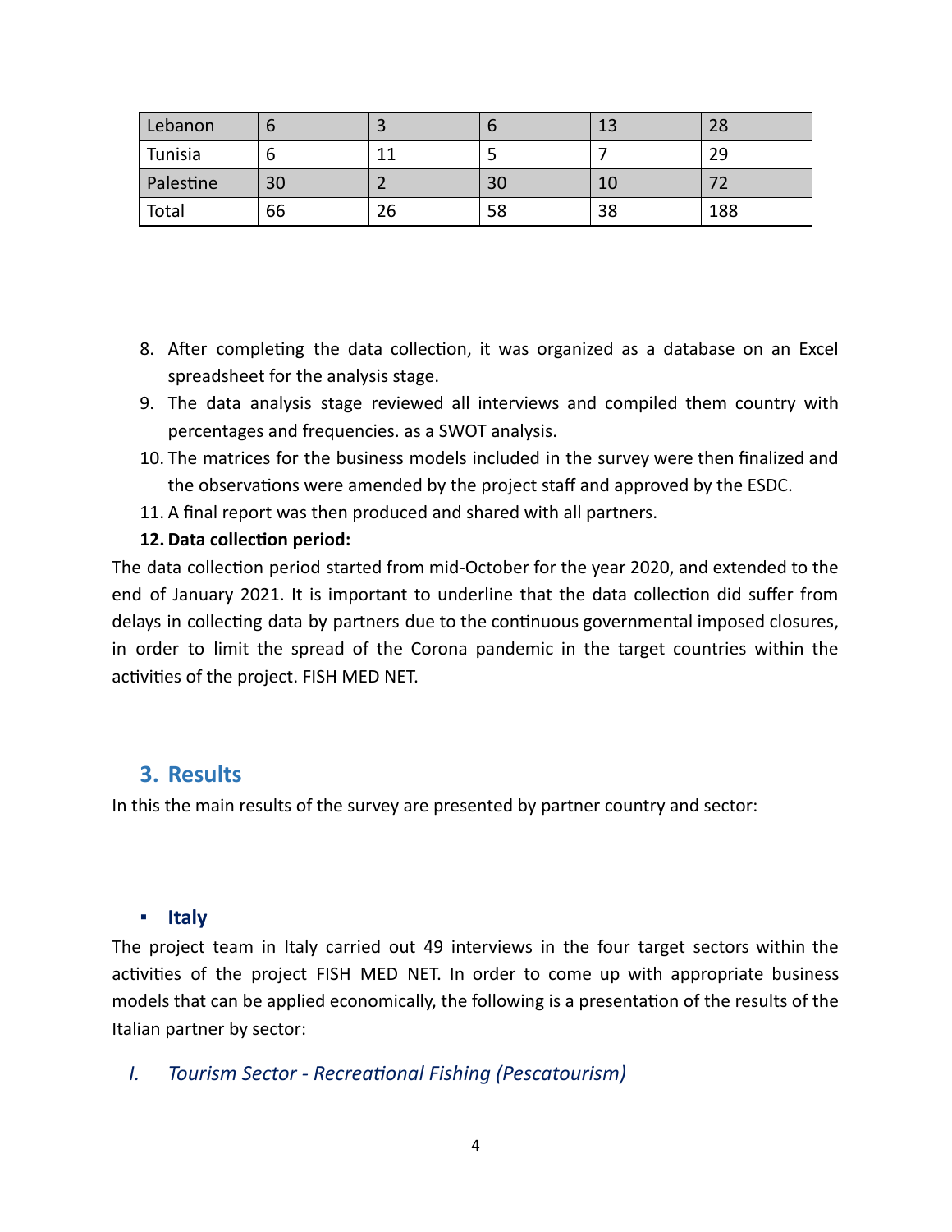| Lebanon | 6 | 3 | 6 | 13 | 28 |
|---|---|---|---|---|---|
| Tunisia | 6 | 11 | 5 | 7 | 29 |
| Palestine | 30 | 2 | 30 | 10 | 72 |
| Total | 66 | 26 | 58 | 38 | 188 |

8. After completing the data collection, it was organized as a database on an Excel spreadsheet for the analysis stage.
9. The data analysis stage reviewed all interviews and compiled them country with percentages and frequencies. as a SWOT analysis.
10. The matrices for the business models included in the survey were then finalized and the observations were amended by the project staff and approved by the ESDC.
11. A final report was then produced and shared with all partners.
12. **Data collection period:**

The data collection period started from mid-October for the year 2020, and extended to the end of January 2021. It is important to underline that the data collection did suffer from delays in collecting data by partners due to the continuous governmental imposed closures, in order to limit the spread of the Corona pandemic in the target countries within the activities of the project. FISH MED NET.

## 3. Results

In this the main results of the survey are presented by partner country and sector:

- **Italy**

The project team in Italy carried out 49 interviews in the four target sectors within the activities of the project FISH MED NET. In order to come up with appropriate business models that can be applied economically, the following is a presentation of the results of the Italian partner by sector:

*I. Tourism Sector - Recreational Fishing (Pescatourism)*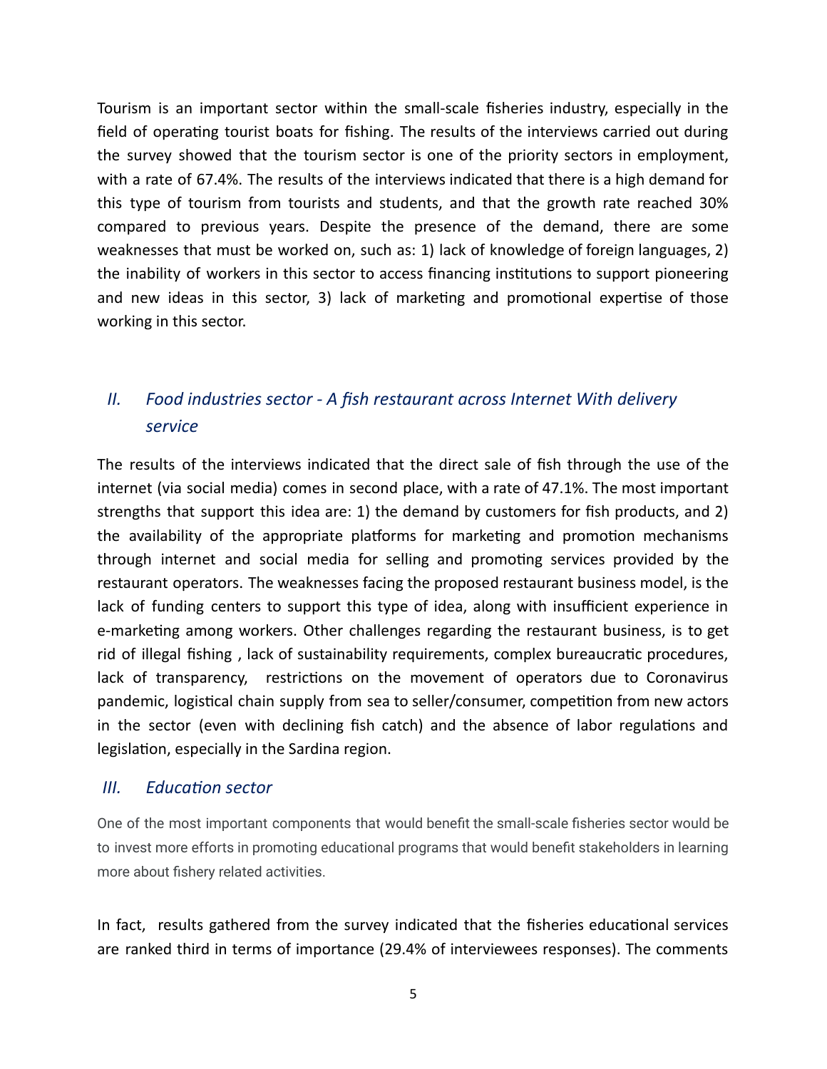Tourism is an important sector within the small-scale fisheries industry, especially in the field of operating tourist boats for fishing. The results of the interviews carried out during the survey showed that the tourism sector is one of the priority sectors in employment, with a rate of 67.4%. The results of the interviews indicated that there is a high demand for this type of tourism from tourists and students, and that the growth rate reached 30% compared to previous years. Despite the presence of the demand, there are some weaknesses that must be worked on, such as: 1) lack of knowledge of foreign languages, 2) the inability of workers in this sector to access financing institutions to support pioneering and new ideas in this sector, 3) lack of marketing and promotional expertise of those working in this sector.

## *II. Food industries sector - A fish restaurant across Internet With delivery service*

The results of the interviews indicated that the direct sale of fish through the use of the internet (via social media) comes in second place, with a rate of 47.1%. The most important strengths that support this idea are: 1) the demand by customers for fish products, and 2) the availability of the appropriate platforms for marketing and promotion mechanisms through internet and social media for selling and promoting services provided by the restaurant operators. The weaknesses facing the proposed restaurant business model, is the lack of funding centers to support this type of idea, along with insufficient experience in e-marketing among workers. Other challenges regarding the restaurant business, is to get rid of illegal fishing , lack of sustainability requirements, complex bureaucratic procedures, lack of transparency, restrictions on the movement of operators due to Coronavirus pandemic, logistical chain supply from sea to seller/consumer, competition from new actors in the sector (even with declining fish catch) and the absence of labor regulations and legislation, especially in the Sardina region.

## *III. Education sector*

One of the most important components that would benefit the small-scale fisheries sector would be to invest more efforts in promoting educational programs that would benefit stakeholders in learning more about fishery related activities.

In fact, results gathered from the survey indicated that the fisheries educational services are ranked third in terms of importance (29.4% of interviewees responses). The comments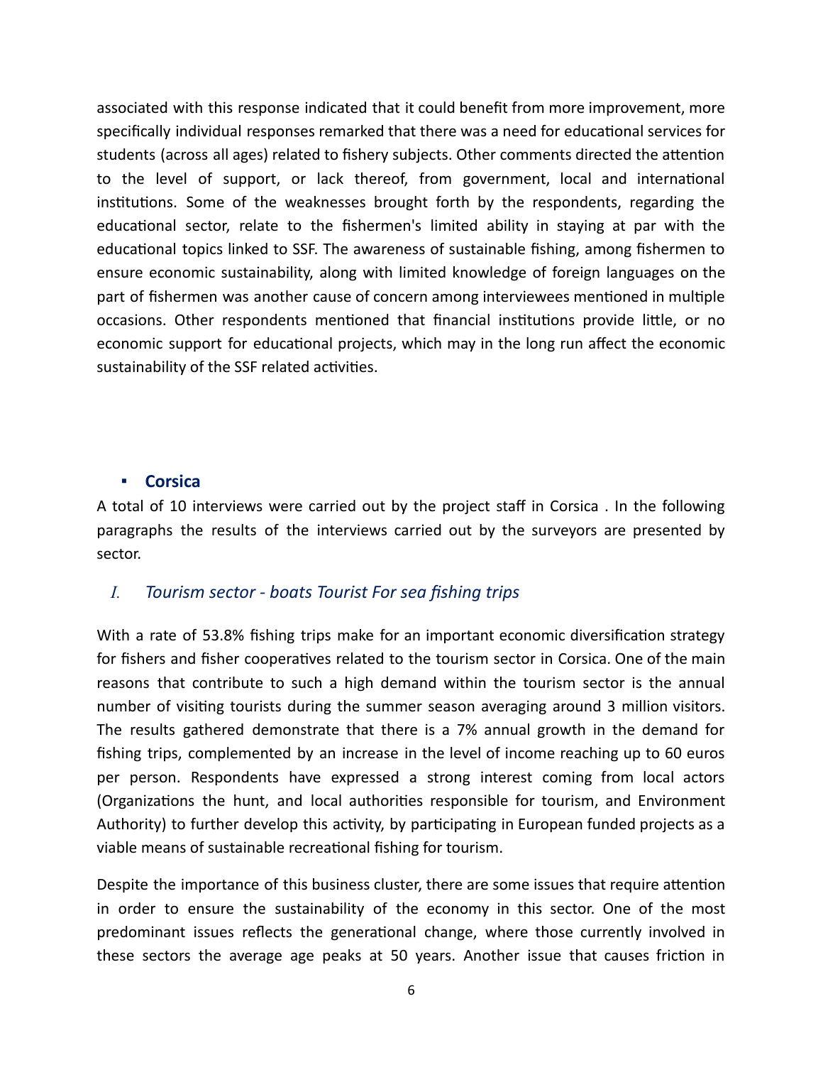associated with this response indicated that it could benefit from more improvement, more specifically individual responses remarked that there was a need for educational services for students (across all ages) related to fishery subjects. Other comments directed the attention to the level of support, or lack thereof, from government, local and international institutions. Some of the weaknesses brought forth by the respondents, regarding the educational sector, relate to the fishermen's limited ability in staying at par with the educational topics linked to SSF. The awareness of sustainable fishing, among fishermen to ensure economic sustainability, along with limited knowledge of foreign languages on the part of fishermen was another cause of concern among interviewees mentioned in multiple occasions. Other respondents mentioned that financial institutions provide little, or no economic support for educational projects, which may in the long run affect the economic sustainability of the SSF related activities.

- **Corsica**

A total of 10 interviews were carried out by the project staff in Corsica . In the following paragraphs the results of the interviews carried out by the surveyors are presented by sector.

### *I. Tourism sector - boats Tourist For sea fishing trips*

With a rate of 53.8% fishing trips make for an important economic diversification strategy for fishers and fisher cooperatives related to the tourism sector in Corsica. One of the main reasons that contribute to such a high demand within the tourism sector is the annual number of visiting tourists during the summer season averaging around 3 million visitors. The results gathered demonstrate that there is a 7% annual growth in the demand for fishing trips, complemented by an increase in the level of income reaching up to 60 euros per person. Respondents have expressed a strong interest coming from local actors (Organizations the hunt, and local authorities responsible for tourism, and Environment Authority) to further develop this activity, by participating in European funded projects as a viable means of sustainable recreational fishing for tourism.

Despite the importance of this business cluster, there are some issues that require attention in order to ensure the sustainability of the economy in this sector. One of the most predominant issues reflects the generational change, where those currently involved in these sectors the average age peaks at 50 years. Another issue that causes friction in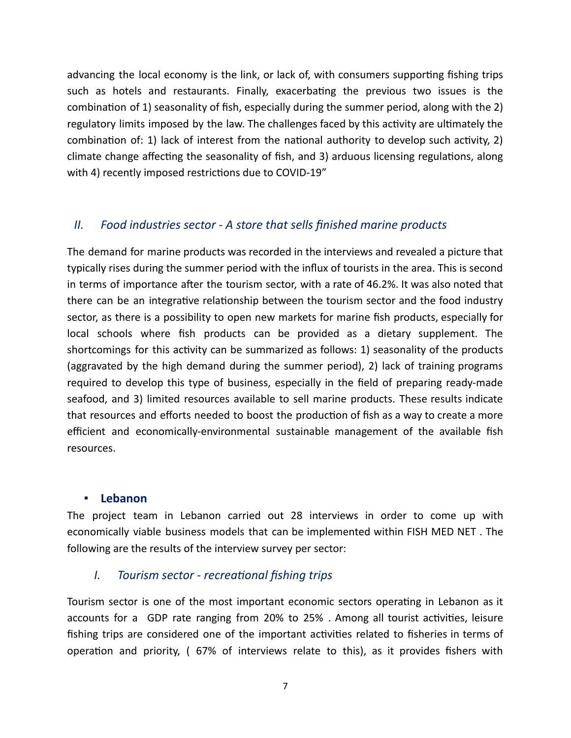advancing the local economy is the link, or lack of, with consumers supporting fishing trips such as hotels and restaurants. Finally, exacerbating the previous two issues is the combination of 1) seasonality of fish, especially during the summer period, along with the 2) regulatory limits imposed by the law. The challenges faced by this activity are ultimately the combination of: 1) lack of interest from the national authority to develop such activity, 2) climate change affecting the seasonality of fish, and 3) arduous licensing regulations, along with 4) recently imposed restrictions due to COVID-19"

### *II. Food industries sector - A store that sells finished marine products*

The demand for marine products was recorded in the interviews and revealed a picture that typically rises during the summer period with the influx of tourists in the area. This is second in terms of importance after the tourism sector, with a rate of 46.2%. It was also noted that there can be an integrative relationship between the tourism sector and the food industry sector, as there is a possibility to open new markets for marine fish products, especially for local schools where fish products can be provided as a dietary supplement. The shortcomings for this activity can be summarized as follows: 1) seasonality of the products (aggravated by the high demand during the summer period), 2) lack of training programs required to develop this type of business, especially in the field of preparing ready-made seafood, and 3) limited resources available to sell marine products. These results indicate that resources and efforts needed to boost the production of fish as a way to create a more efficient and economically-environmental sustainable management of the available fish resources.

- **Lebanon**

The project team in Lebanon carried out 28 interviews in order to come up with economically viable business models that can be implemented within FISH MED NET . The following are the results of the interview survey per sector:

### *I. Tourism sector - recreational fishing trips*

Tourism sector is one of the most important economic sectors operating in Lebanon as it accounts for a GDP rate ranging from 20% to 25% . Among all tourist activities, leisure fishing trips are considered one of the important activities related to fisheries in terms of operation and priority, ( 67% of interviews relate to this), as it provides fishers with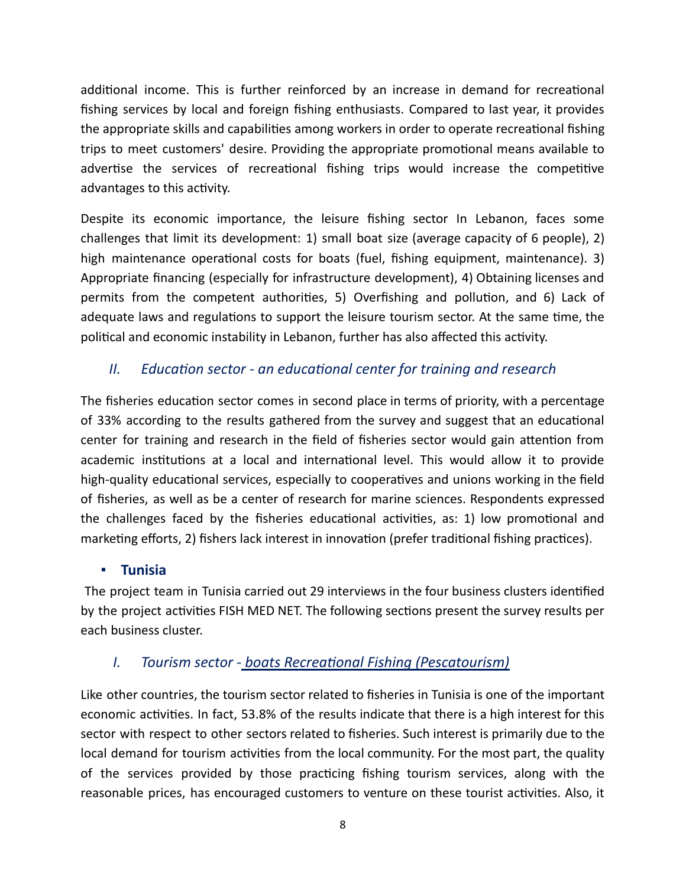additional income. This is further reinforced by an increase in demand for recreational fishing services by local and foreign fishing enthusiasts. Compared to last year, it provides the appropriate skills and capabilities among workers in order to operate recreational fishing trips to meet customers' desire. Providing the appropriate promotional means available to advertise the services of recreational fishing trips would increase the competitive advantages to this activity.

Despite its economic importance, the leisure fishing sector In Lebanon, faces some challenges that limit its development: 1) small boat size (average capacity of 6 people), 2) high maintenance operational costs for boats (fuel, fishing equipment, maintenance). 3) Appropriate financing (especially for infrastructure development), 4) Obtaining licenses and permits from the competent authorities, 5) Overfishing and pollution, and 6) Lack of adequate laws and regulations to support the leisure tourism sector. At the same time, the political and economic instability in Lebanon, further has also affected this activity.

### *II. Education sector - an educational center for training and research*

The fisheries education sector comes in second place in terms of priority, with a percentage of 33% according to the results gathered from the survey and suggest that an educational center for training and research in the field of fisheries sector would gain attention from academic institutions at a local and international level. This would allow it to provide high-quality educational services, especially to cooperatives and unions working in the field of fisheries, as well as be a center of research for marine sciences. Respondents expressed the challenges faced by the fisheries educational activities, as: 1) low promotional and marketing efforts, 2) fishers lack interest in innovation (prefer traditional fishing practices).

- **Tunisia**

The project team in Tunisia carried out 29 interviews in the four business clusters identified by the project activities FISH MED NET. The following sections present the survey results per each business cluster.

### *I. Tourism sector - boats Recreational Fishing (Pescatourism)*

Like other countries, the tourism sector related to fisheries in Tunisia is one of the important economic activities. In fact, 53.8% of the results indicate that there is a high interest for this sector with respect to other sectors related to fisheries. Such interest is primarily due to the local demand for tourism activities from the local community. For the most part, the quality of the services provided by those practicing fishing tourism services, along with the reasonable prices, has encouraged customers to venture on these tourist activities. Also, it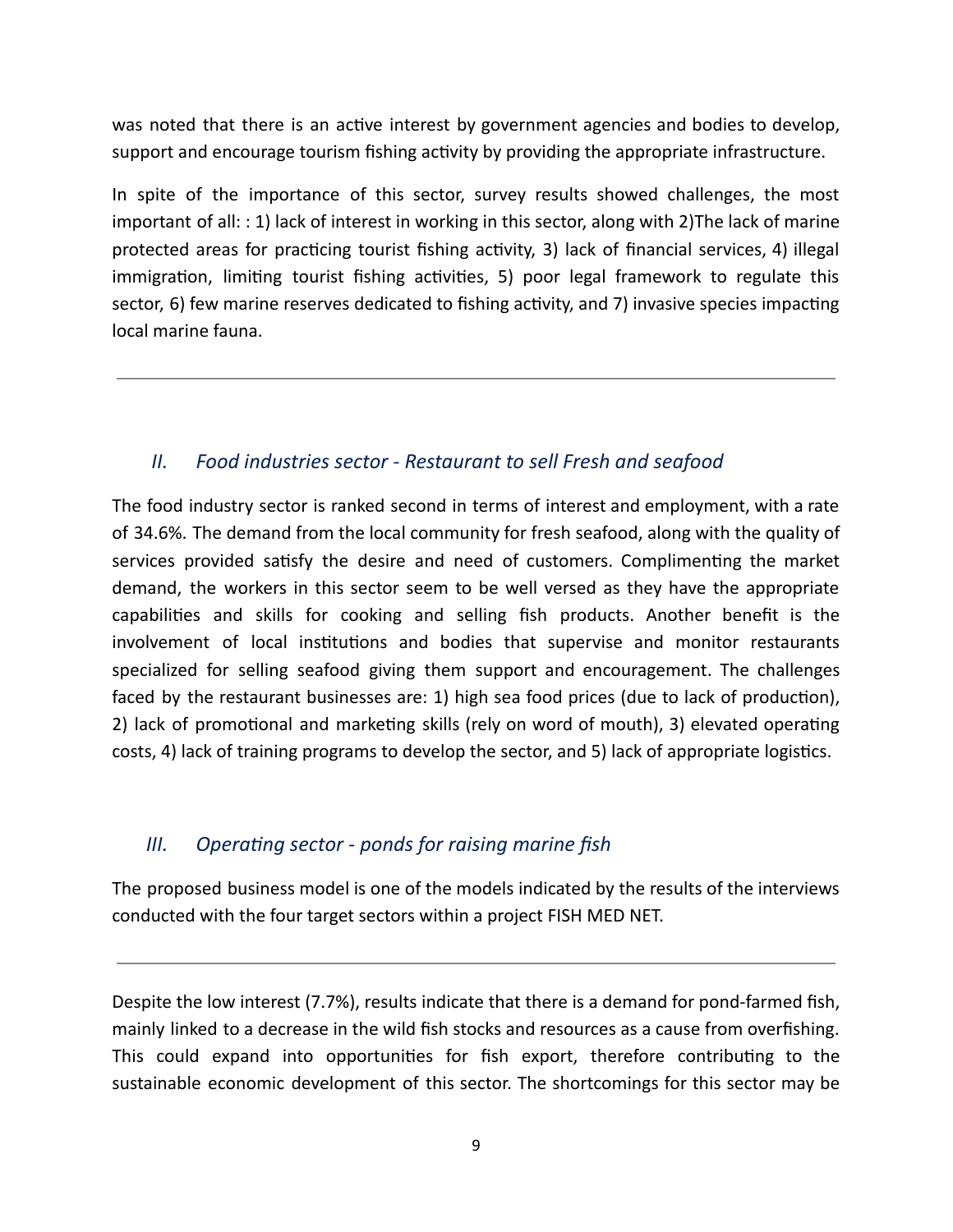was noted that there is an active interest by government agencies and bodies to develop, support and encourage tourism fishing activity by providing the appropriate infrastructure.

In spite of the importance of this sector, survey results showed challenges, the most important of all: : 1) lack of interest in working in this sector, along with 2)The lack of marine protected areas for practicing tourist fishing activity, 3) lack of financial services, 4) illegal immigration, limiting tourist fishing activities, 5) poor legal framework to regulate this sector, 6) few marine reserves dedicated to fishing activity, and 7) invasive species impacting local marine fauna.

---

### *II. Food industries sector - Restaurant to sell Fresh and seafood*

The food industry sector is ranked second in terms of interest and employment, with a rate of 34.6%. The demand from the local community for fresh seafood, along with the quality of services provided satisfy the desire and need of customers. Complimenting the market demand, the workers in this sector seem to be well versed as they have the appropriate capabilities and skills for cooking and selling fish products. Another benefit is the involvement of local institutions and bodies that supervise and monitor restaurants specialized for selling seafood giving them support and encouragement. The challenges faced by the restaurant businesses are: 1) high sea food prices (due to lack of production), 2) lack of promotional and marketing skills (rely on word of mouth), 3) elevated operating costs, 4) lack of training programs to develop the sector, and 5) lack of appropriate logistics.

### *III. Operating sector - ponds for raising marine fish*

The proposed business model is one of the models indicated by the results of the interviews conducted with the four target sectors within a project FISH MED NET.

---

Despite the low interest (7.7%), results indicate that there is a demand for pond-farmed fish, mainly linked to a decrease in the wild fish stocks and resources as a cause from overfishing. This could expand into opportunities for fish export, therefore contributing to the sustainable economic development of this sector. The shortcomings for this sector may be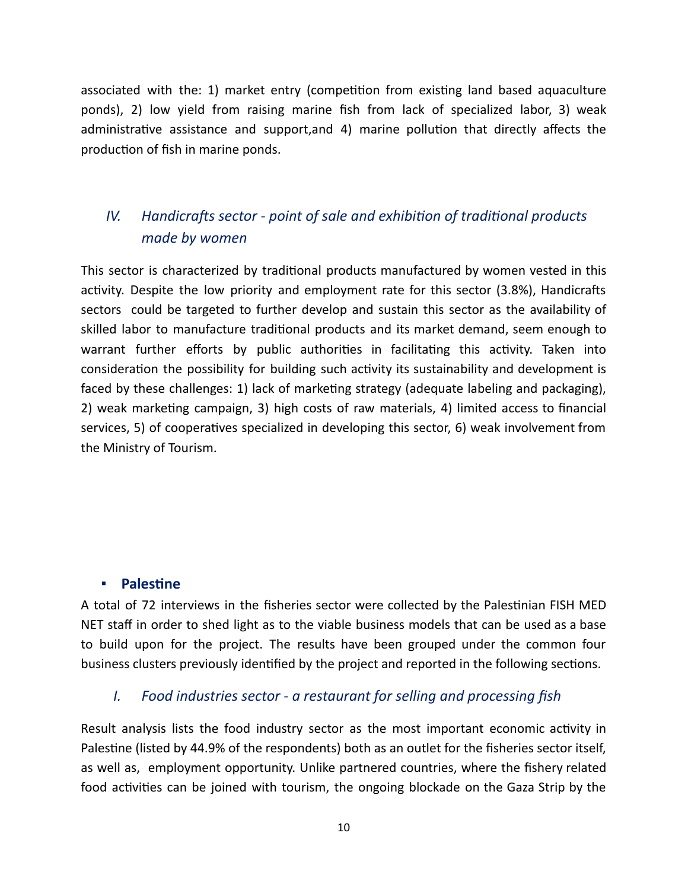associated with the: 1) market entry (competition from existing land based aquaculture ponds), 2) low yield from raising marine fish from lack of specialized labor, 3) weak administrative assistance and support,and 4) marine pollution that directly affects the production of fish in marine ponds.

### *IV. Handicrafts sector - point of sale and exhibition of traditional products made by women*

This sector is characterized by traditional products manufactured by women vested in this activity. Despite the low priority and employment rate for this sector (3.8%), Handicrafts sectors could be targeted to further develop and sustain this sector as the availability of skilled labor to manufacture traditional products and its market demand, seem enough to warrant further efforts by public authorities in facilitating this activity. Taken into consideration the possibility for building such activity its sustainability and development is faced by these challenges: 1) lack of marketing strategy (adequate labeling and packaging), 2) weak marketing campaign, 3) high costs of raw materials, 4) limited access to financial services, 5) of cooperatives specialized in developing this sector, 6) weak involvement from the Ministry of Tourism.

- **Palestine**

A total of 72 interviews in the fisheries sector were collected by the Palestinian FISH MED NET staff in order to shed light as to the viable business models that can be used as a base to build upon for the project. The results have been grouped under the common four business clusters previously identified by the project and reported in the following sections.

### *I. Food industries sector - a restaurant for selling and processing fish*

Result analysis lists the food industry sector as the most important economic activity in Palestine (listed by 44.9% of the respondents) both as an outlet for the fisheries sector itself, as well as, employment opportunity. Unlike partnered countries, where the fishery related food activities can be joined with tourism, the ongoing blockade on the Gaza Strip by the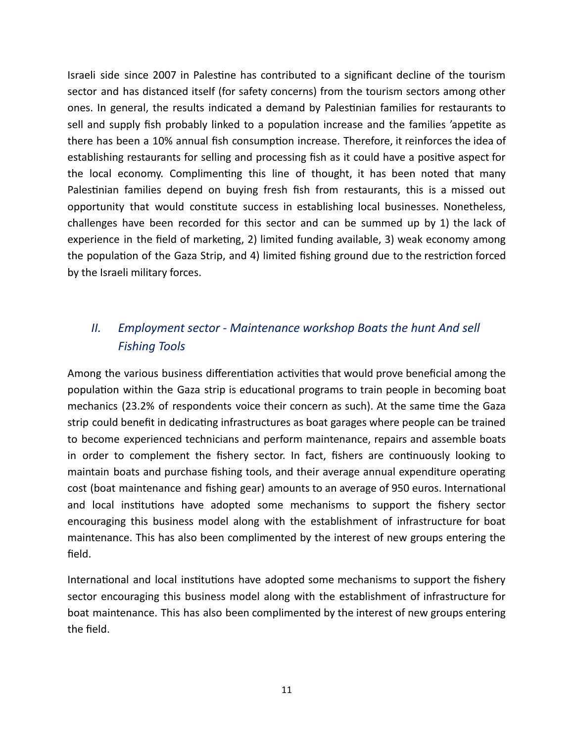Israeli side since 2007 in Palestine has contributed to a significant decline of the tourism sector and has distanced itself (for safety concerns) from the tourism sectors among other ones. In general, the results indicated a demand by Palestinian families for restaurants to sell and supply fish probably linked to a population increase and the families 'appetite as there has been a 10% annual fish consumption increase. Therefore, it reinforces the idea of establishing restaurants for selling and processing fish as it could have a positive aspect for the local economy. Complimenting this line of thought, it has been noted that many Palestinian families depend on buying fresh fish from restaurants, this is a missed out opportunity that would constitute success in establishing local businesses. Nonetheless, challenges have been recorded for this sector and can be summed up by 1) the lack of experience in the field of marketing, 2) limited funding available, 3) weak economy among the population of the Gaza Strip, and 4) limited fishing ground due to the restriction forced by the Israeli military forces.

### *II. Employment sector - Maintenance workshop Boats the hunt And sell Fishing Tools*

Among the various business differentiation activities that would prove beneficial among the population within the Gaza strip is educational programs to train people in becoming boat mechanics (23.2% of respondents voice their concern as such). At the same time the Gaza strip could benefit in dedicating infrastructures as boat garages where people can be trained to become experienced technicians and perform maintenance, repairs and assemble boats in order to complement the fishery sector. In fact, fishers are continuously looking to maintain boats and purchase fishing tools, and their average annual expenditure operating cost (boat maintenance and fishing gear) amounts to an average of 950 euros. International and local institutions have adopted some mechanisms to support the fishery sector encouraging this business model along with the establishment of infrastructure for boat maintenance. This has also been complimented by the interest of new groups entering the field.

International and local institutions have adopted some mechanisms to support the fishery sector encouraging this business model along with the establishment of infrastructure for boat maintenance. This has also been complimented by the interest of new groups entering the field.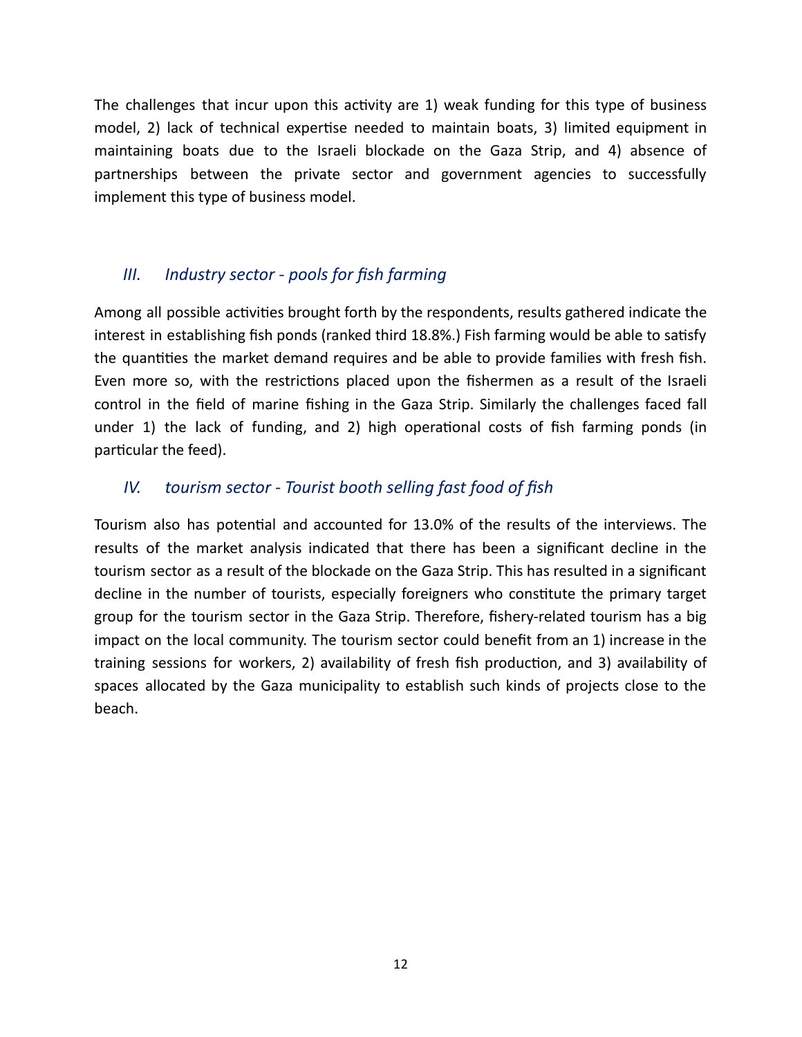The challenges that incur upon this activity are 1) weak funding for this type of business model, 2) lack of technical expertise needed to maintain boats, 3) limited equipment in maintaining boats due to the Israeli blockade on the Gaza Strip, and 4) absence of partnerships between the private sector and government agencies to successfully implement this type of business model.

### *III. Industry sector - pools for fish farming*

Among all possible activities brought forth by the respondents, results gathered indicate the interest in establishing fish ponds (ranked third 18.8%.) Fish farming would be able to satisfy the quantities the market demand requires and be able to provide families with fresh fish. Even more so, with the restrictions placed upon the fishermen as a result of the Israeli control in the field of marine fishing in the Gaza Strip. Similarly the challenges faced fall under 1) the lack of funding, and 2) high operational costs of fish farming ponds (in particular the feed).

### *IV. tourism sector - Tourist booth selling fast food of fish*

Tourism also has potential and accounted for 13.0% of the results of the interviews. The results of the market analysis indicated that there has been a significant decline in the tourism sector as a result of the blockade on the Gaza Strip. This has resulted in a significant decline in the number of tourists, especially foreigners who constitute the primary target group for the tourism sector in the Gaza Strip. Therefore, fishery-related tourism has a big impact on the local community. The tourism sector could benefit from an 1) increase in the training sessions for workers, 2) availability of fresh fish production, and 3) availability of spaces allocated by the Gaza municipality to establish such kinds of projects close to the beach.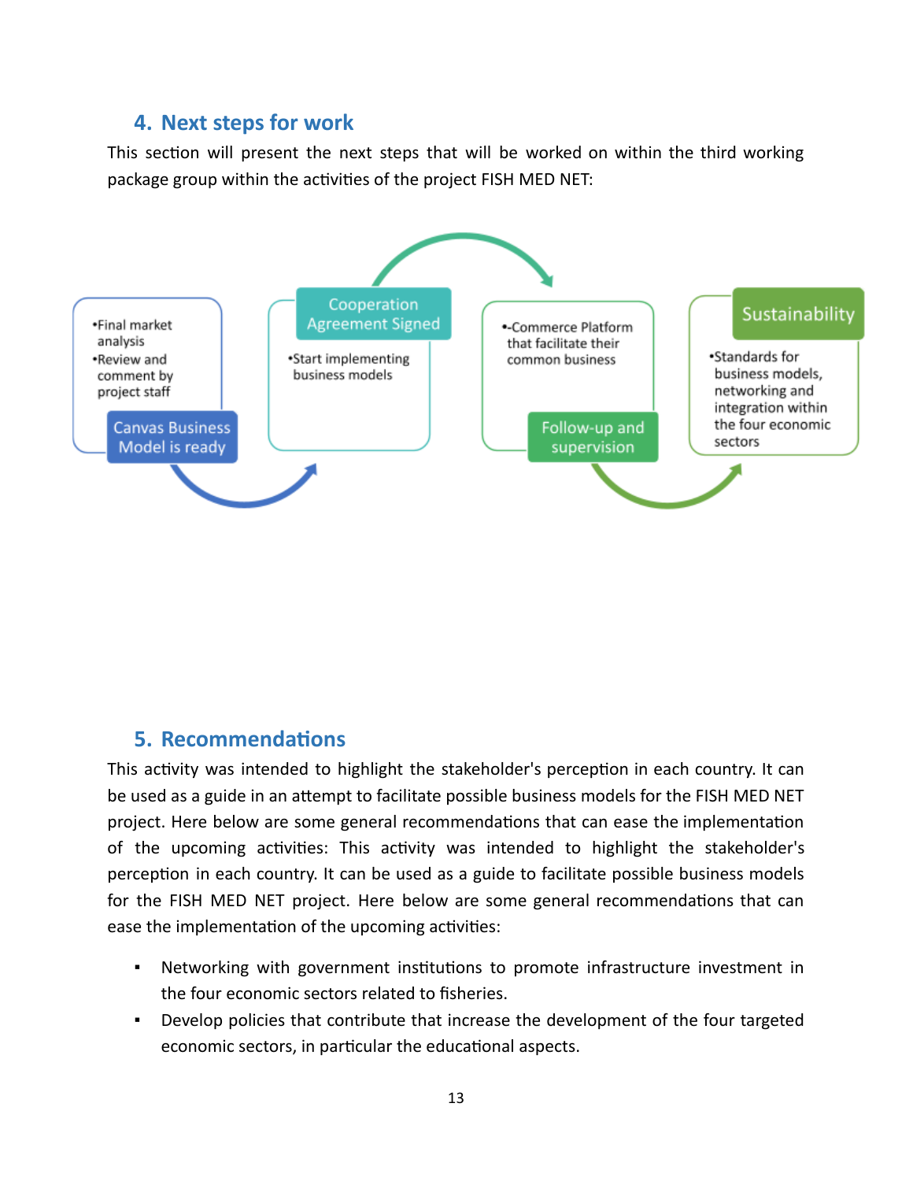## 4. Next steps for work

This section will present the next steps that will be worked on within the third working package group within the activities of the project FISH MED NET:

**Canvas Business Model is ready**
- Final market analysis
- Review and comment by project staff

**Cooperation Agreement Signed**
- Start implementing business models

**Follow-up and supervision**
- -Commerce Platform that facilitate their common business

**Sustainability**
- Standards for business models, networking and integration within the four economic sectors

## 5. Recommendations

This activity was intended to highlight the stakeholder's perception in each country. It can be used as a guide in an attempt to facilitate possible business models for the FISH MED NET project. Here below are some general recommendations that can ease the implementation of the upcoming activities: This activity was intended to highlight the stakeholder's perception in each country. It can be used as a guide to facilitate possible business models for the FISH MED NET project. Here below are some general recommendations that can ease the implementation of the upcoming activities:

- Networking with government institutions to promote infrastructure investment in the four economic sectors related to fisheries.
- Develop policies that contribute that increase the development of the four targeted economic sectors, in particular the educational aspects.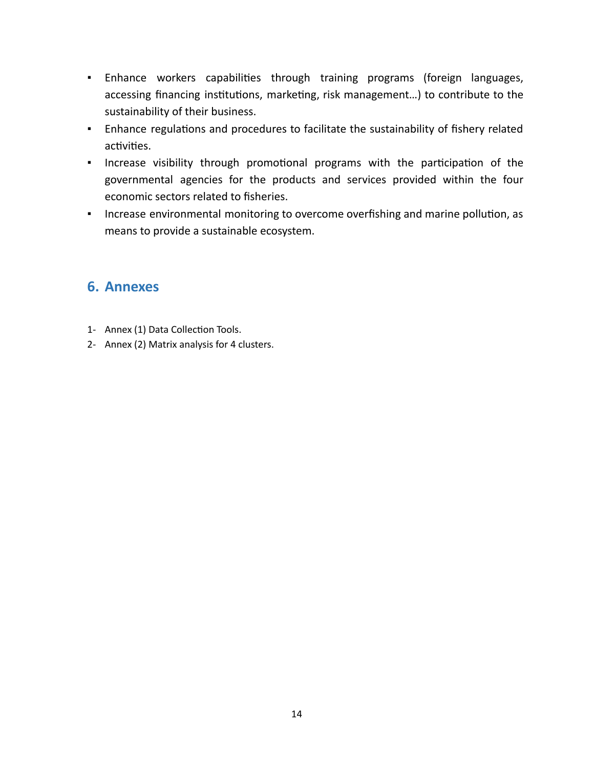- Enhance workers capabilities through training programs (foreign languages, accessing financing institutions, marketing, risk management…) to contribute to the sustainability of their business.
- Enhance regulations and procedures to facilitate the sustainability of fishery related activities.
- Increase visibility through promotional programs with the participation of the governmental agencies for the products and services provided within the four economic sectors related to fisheries.
- Increase environmental monitoring to overcome overfishing and marine pollution, as means to provide a sustainable ecosystem.

## 6. Annexes

1- Annex (1) Data Collection Tools.
2- Annex (2) Matrix analysis for 4 clusters.